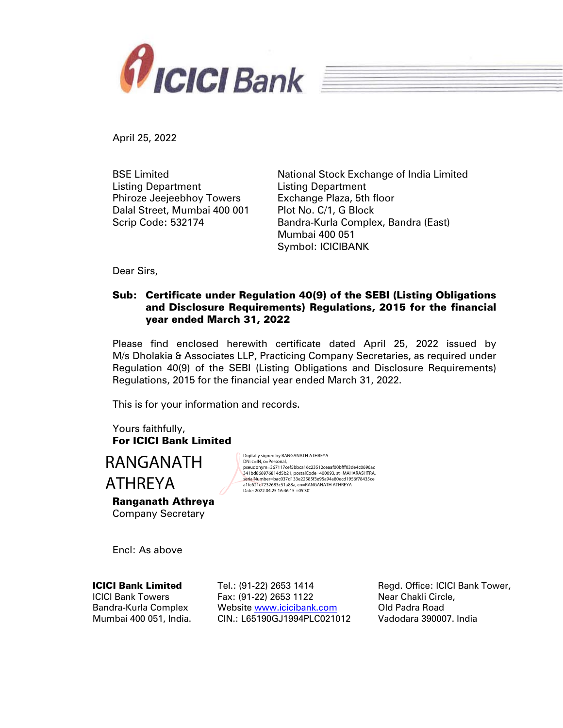April 25, 2022

BSE Limited
Listing Department
Phiroze Jeejeebhoy Towers
Dalal Street, Mumbai 400 001
Scrip Code: 532174

National Stock Exchange of India Limited
Listing Department
Exchange Plaza, 5th floor
Plot No. C/1, G Block
Bandra-Kurla Complex, Bandra (East)
Mumbai 400 051
Symbol: ICICIBANK

Dear Sirs,

**Sub: Certificate under Regulation 40(9) of the SEBI (Listing Obligations and Disclosure Requirements) Regulations, 2015 for the financial year ended March 31, 2022**

Please find enclosed herewith certificate dated April 25, 2022 issued by M/s Dholakia & Associates LLP, Practicing Company Secretaries, as required under Regulation 40(9) of the SEBI (Listing Obligations and Disclosure Requirements) Regulations, 2015 for the financial year ended March 31, 2022.

This is for your information and records.

Yours faithfully,
**For ICICI Bank Limited**

RANGANATH ATHREYA

Digitally signed by RANGANATH ATHREYA
DN: c=IN, o=Personal, pseudonym=367117cef5bbca16c23512ceaaf00bfff03de4c0696ac341bd866976814d5b21, postalCode=400093, st=MAHARASHTRA, serialNumber=bac037d133e22585f3e95a94a80ecd1956f78435cea1fc621c7232683c51a88a, cn=RANGANATH ATHREYA
Date: 2022.04.25 16:46:15 +05'30'

**Ranganath Athreya**
Company Secretary

Encl: As above

**ICICI Bank Limited**
ICICI Bank Towers
Bandra-Kurla Complex
Mumbai 400 051, India.

Tel.: (91-22) 2653 1414
Fax: (91-22) 2653 1122
Website www.icicibank.com
CIN.: L65190GJ1994PLC021012

Regd. Office: ICICI Bank Tower,
Near Chakli Circle,
Old Padra Road
Vadodara 390007. India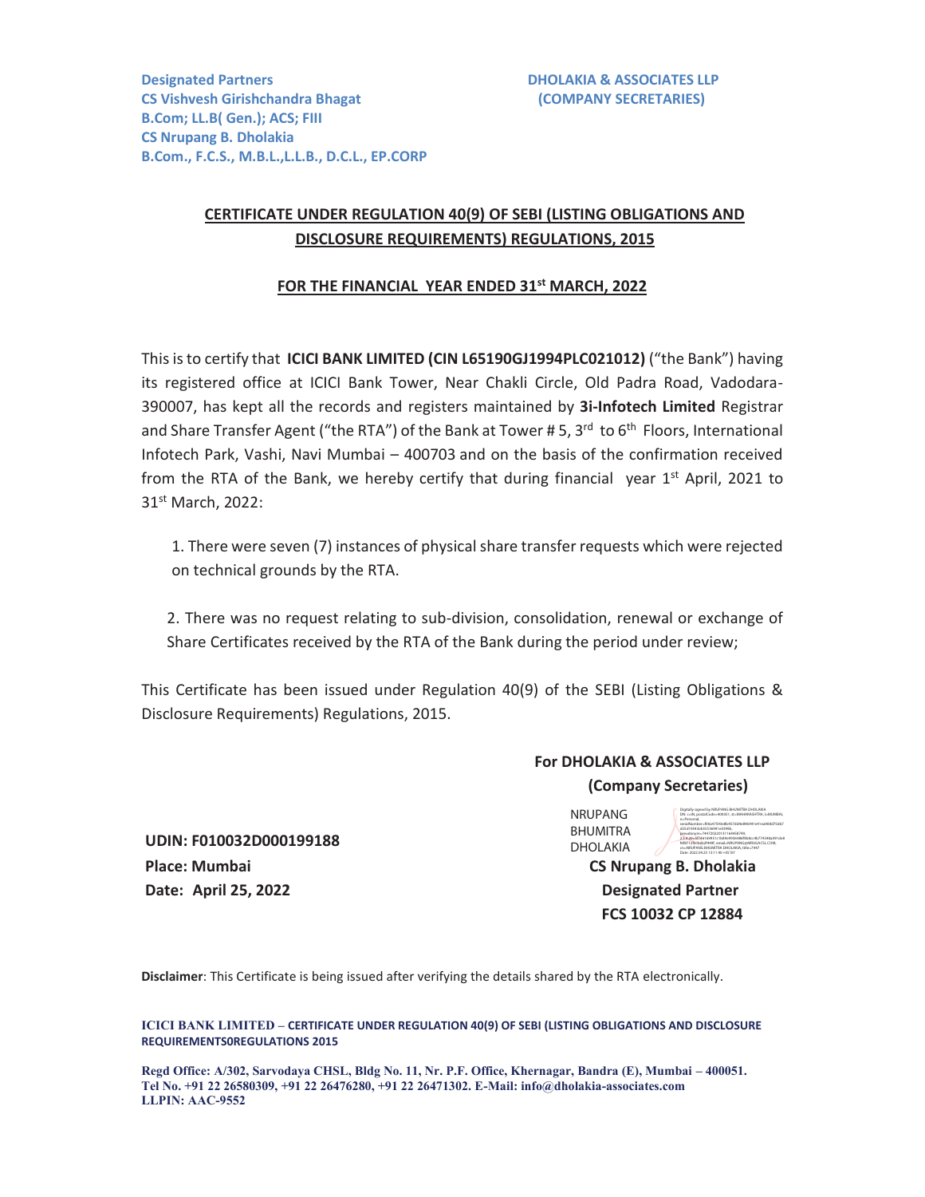**Designated Partners**
**CS Vishvesh Girishchandra Bhagat**
**B.Com; LL.B( Gen.); ACS; FIII**
**CS Nrupang B. Dholakia**
**B.Com., F.C.S., M.B.L.,L.L.B., D.C.L., EP.CORP**

**DHOLAKIA & ASSOCIATES LLP**
**(COMPANY SECRETARIES)**

## CERTIFICATE UNDER REGULATION 40(9) OF SEBI (LISTING OBLIGATIONS AND DISCLOSURE REQUIREMENTS) REGULATIONS, 2015

### FOR THE FINANCIAL YEAR ENDED 31st MARCH, 2022

This is to certify that **ICICI BANK LIMITED (CIN L65190GJ1994PLC021012)** ("the Bank") having its registered office at ICICI Bank Tower, Near Chakli Circle, Old Padra Road, Vadodara-390007, has kept all the records and registers maintained by **3i-Infotech Limited** Registrar and Share Transfer Agent ("the RTA") of the Bank at Tower # 5, 3rd to 6th Floors, International Infotech Park, Vashi, Navi Mumbai – 400703 and on the basis of the confirmation received from the RTA of the Bank, we hereby certify that during financial year 1st April, 2021 to 31st March, 2022:

1. There were seven (7) instances of physical share transfer requests which were rejected on technical grounds by the RTA.

2. There was no request relating to sub-division, consolidation, renewal or exchange of Share Certificates received by the RTA of the Bank during the period under review;

This Certificate has been issued under Regulation 40(9) of the SEBI (Listing Obligations & Disclosure Requirements) Regulations, 2015.

**For DHOLAKIA & ASSOCIATES LLP**
**(Company Secretaries)**

NRUPANG BHUMITRA DHOLAKIA

**UDIN: F010032D000199188**
**Place: Mumbai**
**Date: April 25, 2022**

**CS Nrupang B. Dholakia**
**Designated Partner**
**FCS 10032 CP 12884**

**Disclaimer**: This Certificate is being issued after verifying the details shared by the RTA electronically.

**ICICI BANK LIMITED – CERTIFICATE UNDER REGULATION 40(9) OF SEBI (LISTING OBLIGATIONS AND DISCLOSURE REQUIREMENTS0REGULATIONS 2015**

**Regd Office: A/302, Sarvodaya CHSL, Bldg No. 11, Nr. P.F. Office, Khernagar, Bandra (E), Mumbai – 400051.**
**Tel No. +91 22 26580309, +91 22 26476280, +91 22 26471302. E-Mail: info@dholakia-associates.com**
**LLPIN: AAC-9552**